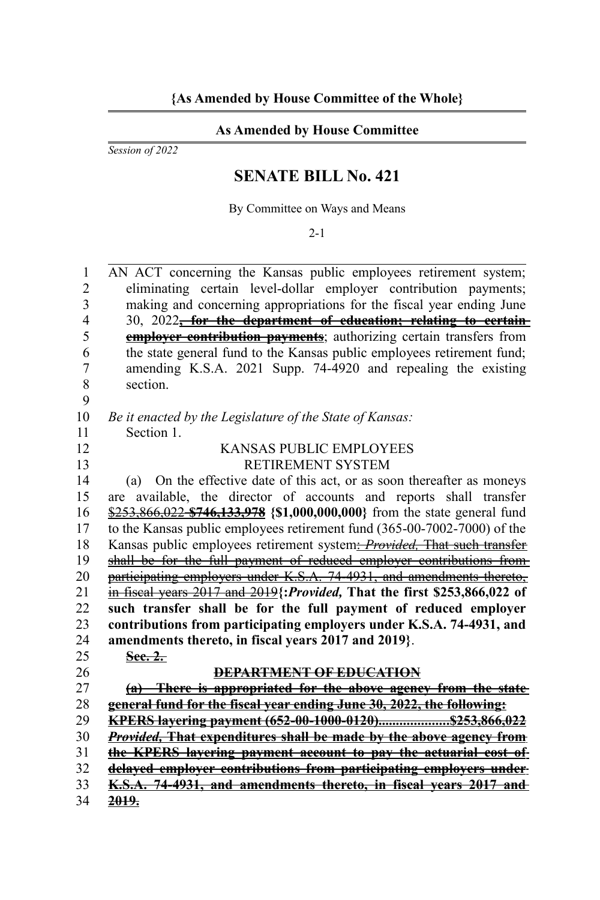**{As Amended by House Committee of the Whole}**

**As Amended by House Committee**

*Session of 2022*

# SENATE BILL No. 421

By Committee on Ways and Means

2-1

AN ACT concerning the Kansas public employees retirement system; eliminating certain level-dollar employer contribution payments; making and concerning appropriations for the fiscal year ending June 30, 2022~~, for the department of education; relating to certain employer contribution payments~~; authorizing certain transfers from the state general fund to the Kansas public employees retirement fund; amending K.S.A. 2021 Supp. 74-4920 and repealing the existing section.

*Be it enacted by the Legislature of the State of Kansas:*

Section 1.

KANSAS PUBLIC EMPLOYEES RETIREMENT SYSTEM

(a) On the effective date of this act, or as soon thereafter as moneys are available, the director of accounts and reports shall transfer ~~$253,866,022~~ ~~**$746,133,978**~~ **{$1,000,000,000}** from the state general fund to the Kansas public employees retirement fund (365-00-7002-7000) of the Kansas public employees retirement system~~: *Provided,* That such transfer shall be for the full payment of reduced employer contributions from participating employers under K.S.A. 74-4931, and amendments thereto, in fiscal years 2017 and 2019~~**{:*Provided,* That the first $253,866,022 of such transfer shall be for the full payment of reduced employer contributions from participating employers under K.S.A. 74-4931, and amendments thereto, in fiscal years 2017 and 2019}**.

~~**Sec. 2.**~~

~~**DEPARTMENT OF EDUCATION**~~

~~**(a) There is appropriated for the above agency from the state general fund for the fiscal year ending June 30, 2022, the following:**~~

~~**KPERS layering payment (652-00-1000-0120)....................$253,866,022**~~

~~***Provided*, That expenditures shall be made by the above agency from the KPERS layering payment account to pay the actuarial cost of delayed employer contributions from participating employers under K.S.A. 74-4931, and amendments thereto, in fiscal years 2017 and 2019.**~~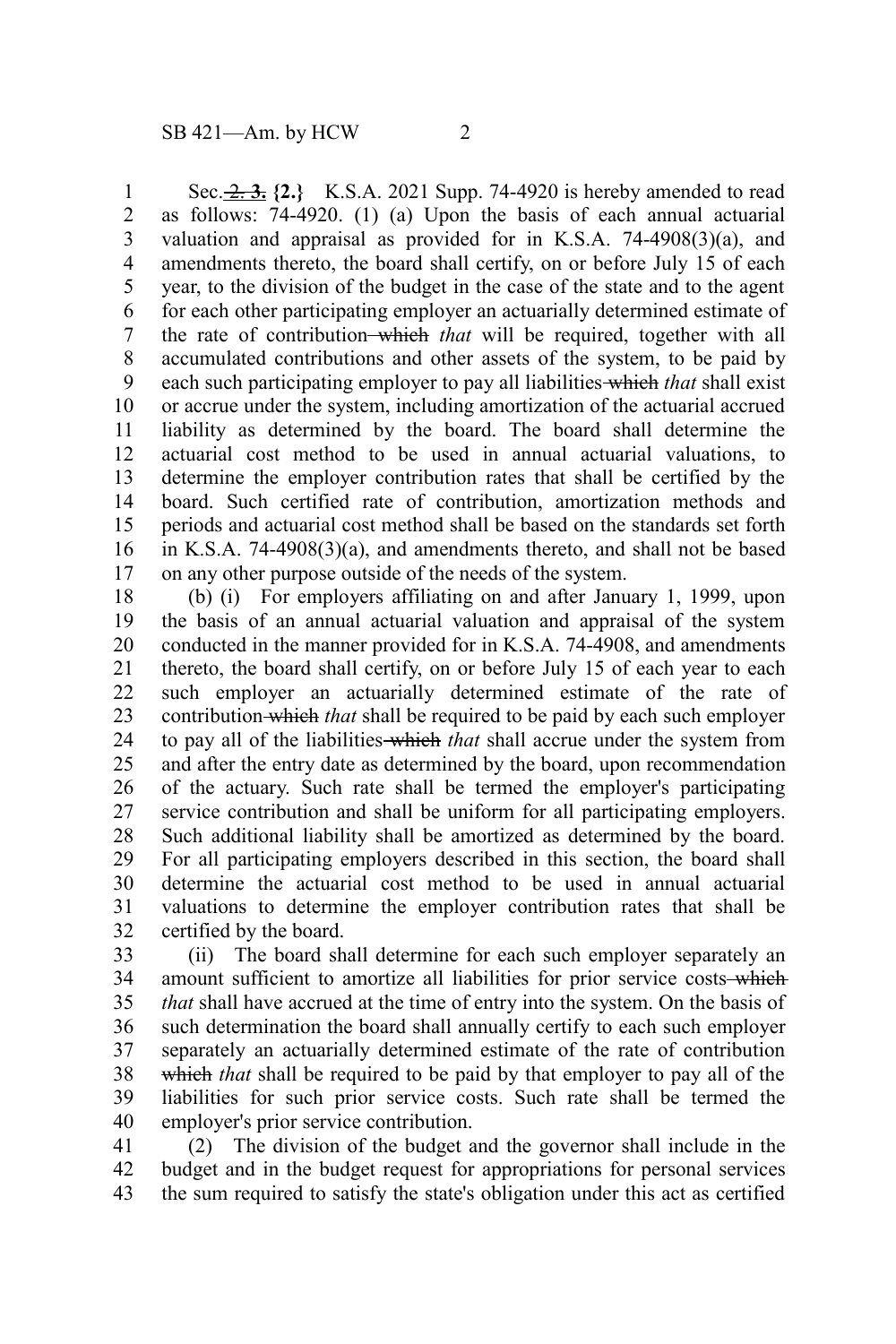Sec. ~~2.~~ **3.** {2.} K.S.A. 2021 Supp. 74-4920 is hereby amended to read as follows: 74-4920. (1) (a) Upon the basis of each annual actuarial valuation and appraisal as provided for in K.S.A. 74-4908(3)(a), and amendments thereto, the board shall certify, on or before July 15 of each year, to the division of the budget in the case of the state and to the agent for each other participating employer an actuarially determined estimate of the rate of contribution ~~which~~ *that* will be required, together with all accumulated contributions and other assets of the system, to be paid by each such participating employer to pay all liabilities ~~which~~ *that* shall exist or accrue under the system, including amortization of the actuarial accrued liability as determined by the board. The board shall determine the actuarial cost method to be used in annual actuarial valuations, to determine the employer contribution rates that shall be certified by the board. Such certified rate of contribution, amortization methods and periods and actuarial cost method shall be based on the standards set forth in K.S.A. 74-4908(3)(a), and amendments thereto, and shall not be based on any other purpose outside of the needs of the system.

(b) (i) For employers affiliating on and after January 1, 1999, upon the basis of an annual actuarial valuation and appraisal of the system conducted in the manner provided for in K.S.A. 74-4908, and amendments thereto, the board shall certify, on or before July 15 of each year to each such employer an actuarially determined estimate of the rate of contribution ~~which~~ *that* shall be required to be paid by each such employer to pay all of the liabilities ~~which~~ *that* shall accrue under the system from and after the entry date as determined by the board, upon recommendation of the actuary. Such rate shall be termed the employer's participating service contribution and shall be uniform for all participating employers. Such additional liability shall be amortized as determined by the board. For all participating employers described in this section, the board shall determine the actuarial cost method to be used in annual actuarial valuations to determine the employer contribution rates that shall be certified by the board.

(ii) The board shall determine for each such employer separately an amount sufficient to amortize all liabilities for prior service costs ~~which~~ *that* shall have accrued at the time of entry into the system. On the basis of such determination the board shall annually certify to each such employer separately an actuarially determined estimate of the rate of contribution ~~which~~ *that* shall be required to be paid by that employer to pay all of the liabilities for such prior service costs. Such rate shall be termed the employer's prior service contribution.

(2) The division of the budget and the governor shall include in the budget and in the budget request for appropriations for personal services the sum required to satisfy the state's obligation under this act as certified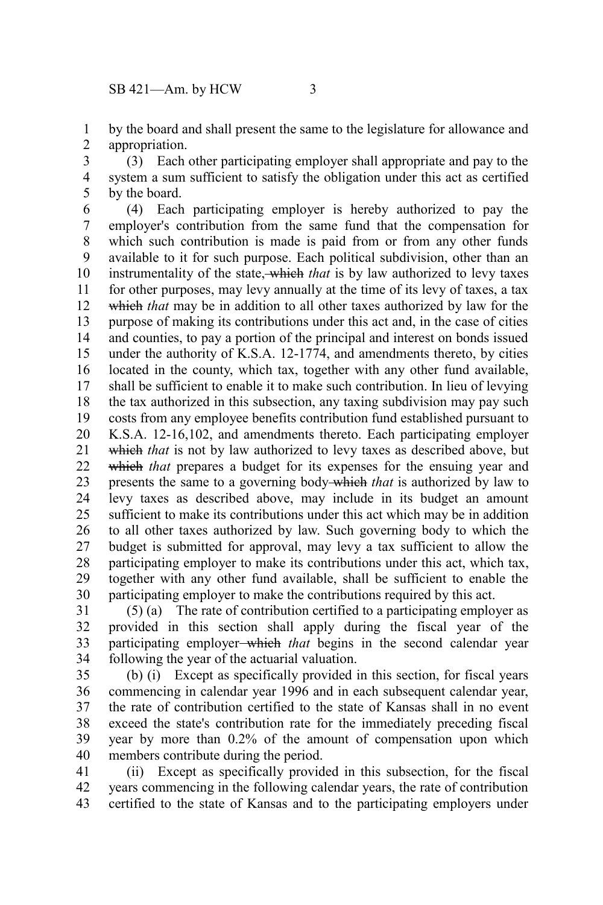by the board and shall present the same to the legislature for allowance and appropriation.

(3) Each other participating employer shall appropriate and pay to the system a sum sufficient to satisfy the obligation under this act as certified by the board.

(4) Each participating employer is hereby authorized to pay the employer's contribution from the same fund that the compensation for which such contribution is made is paid from or from any other funds available to it for such purpose. Each political subdivision, other than an instrumentality of the state, ~~which~~ *that* is by law authorized to levy taxes for other purposes, may levy annually at the time of its levy of taxes, a tax ~~which~~ *that* may be in addition to all other taxes authorized by law for the purpose of making its contributions under this act and, in the case of cities and counties, to pay a portion of the principal and interest on bonds issued under the authority of K.S.A. 12-1774, and amendments thereto, by cities located in the county, which tax, together with any other fund available, shall be sufficient to enable it to make such contribution. In lieu of levying the tax authorized in this subsection, any taxing subdivision may pay such costs from any employee benefits contribution fund established pursuant to K.S.A. 12-16,102, and amendments thereto. Each participating employer ~~which~~ *that* is not by law authorized to levy taxes as described above, but ~~which~~ *that* prepares a budget for its expenses for the ensuing year and presents the same to a governing body ~~which~~ *that* is authorized by law to levy taxes as described above, may include in its budget an amount sufficient to make its contributions under this act which may be in addition to all other taxes authorized by law. Such governing body to which the budget is submitted for approval, may levy a tax sufficient to allow the participating employer to make its contributions under this act, which tax, together with any other fund available, shall be sufficient to enable the participating employer to make the contributions required by this act.

(5) (a) The rate of contribution certified to a participating employer as provided in this section shall apply during the fiscal year of the participating employer ~~which~~ *that* begins in the second calendar year following the year of the actuarial valuation.

(b) (i) Except as specifically provided in this section, for fiscal years commencing in calendar year 1996 and in each subsequent calendar year, the rate of contribution certified to the state of Kansas shall in no event exceed the state's contribution rate for the immediately preceding fiscal year by more than 0.2% of the amount of compensation upon which members contribute during the period.

(ii) Except as specifically provided in this subsection, for the fiscal years commencing in the following calendar years, the rate of contribution certified to the state of Kansas and to the participating employers under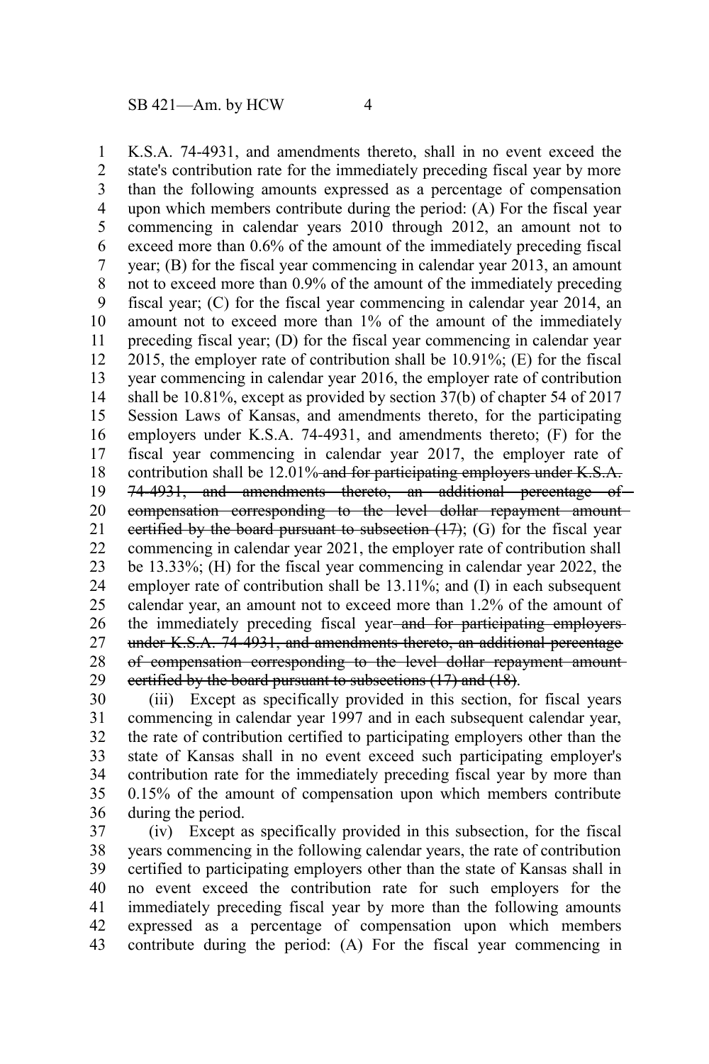K.S.A. 74-4931, and amendments thereto, shall in no event exceed the state's contribution rate for the immediately preceding fiscal year by more than the following amounts expressed as a percentage of compensation upon which members contribute during the period: (A) For the fiscal year commencing in calendar years 2010 through 2012, an amount not to exceed more than 0.6% of the amount of the immediately preceding fiscal year; (B) for the fiscal year commencing in calendar year 2013, an amount not to exceed more than 0.9% of the amount of the immediately preceding fiscal year; (C) for the fiscal year commencing in calendar year 2014, an amount not to exceed more than 1% of the amount of the immediately preceding fiscal year; (D) for the fiscal year commencing in calendar year 2015, the employer rate of contribution shall be 10.91%; (E) for the fiscal year commencing in calendar year 2016, the employer rate of contribution shall be 10.81%, except as provided by section 37(b) of chapter 54 of 2017 Session Laws of Kansas, and amendments thereto, for the participating employers under K.S.A. 74-4931, and amendments thereto; (F) for the fiscal year commencing in calendar year 2017, the employer rate of contribution shall be 12.01%~~ and for participating employers under K.S.A. 74-4931, and amendments thereto, an additional percentage of compensation corresponding to the level dollar repayment amount certified by the board pursuant to subsection (17)~~; (G) for the fiscal year commencing in calendar year 2021, the employer rate of contribution shall be 13.33%; (H) for the fiscal year commencing in calendar year 2022, the employer rate of contribution shall be 13.11%; and (I) in each subsequent calendar year, an amount not to exceed more than 1.2% of the amount of the immediately preceding fiscal year~~ and for participating employers under K.S.A. 74-4931, and amendments thereto, an additional percentage of compensation corresponding to the level dollar repayment amount certified by the board pursuant to subsections (17) and (18)~~.

(iii) Except as specifically provided in this section, for fiscal years commencing in calendar year 1997 and in each subsequent calendar year, the rate of contribution certified to participating employers other than the state of Kansas shall in no event exceed such participating employer's contribution rate for the immediately preceding fiscal year by more than 0.15% of the amount of compensation upon which members contribute during the period.

(iv) Except as specifically provided in this subsection, for the fiscal years commencing in the following calendar years, the rate of contribution certified to participating employers other than the state of Kansas shall in no event exceed the contribution rate for such employers for the immediately preceding fiscal year by more than the following amounts expressed as a percentage of compensation upon which members contribute during the period: (A) For the fiscal year commencing in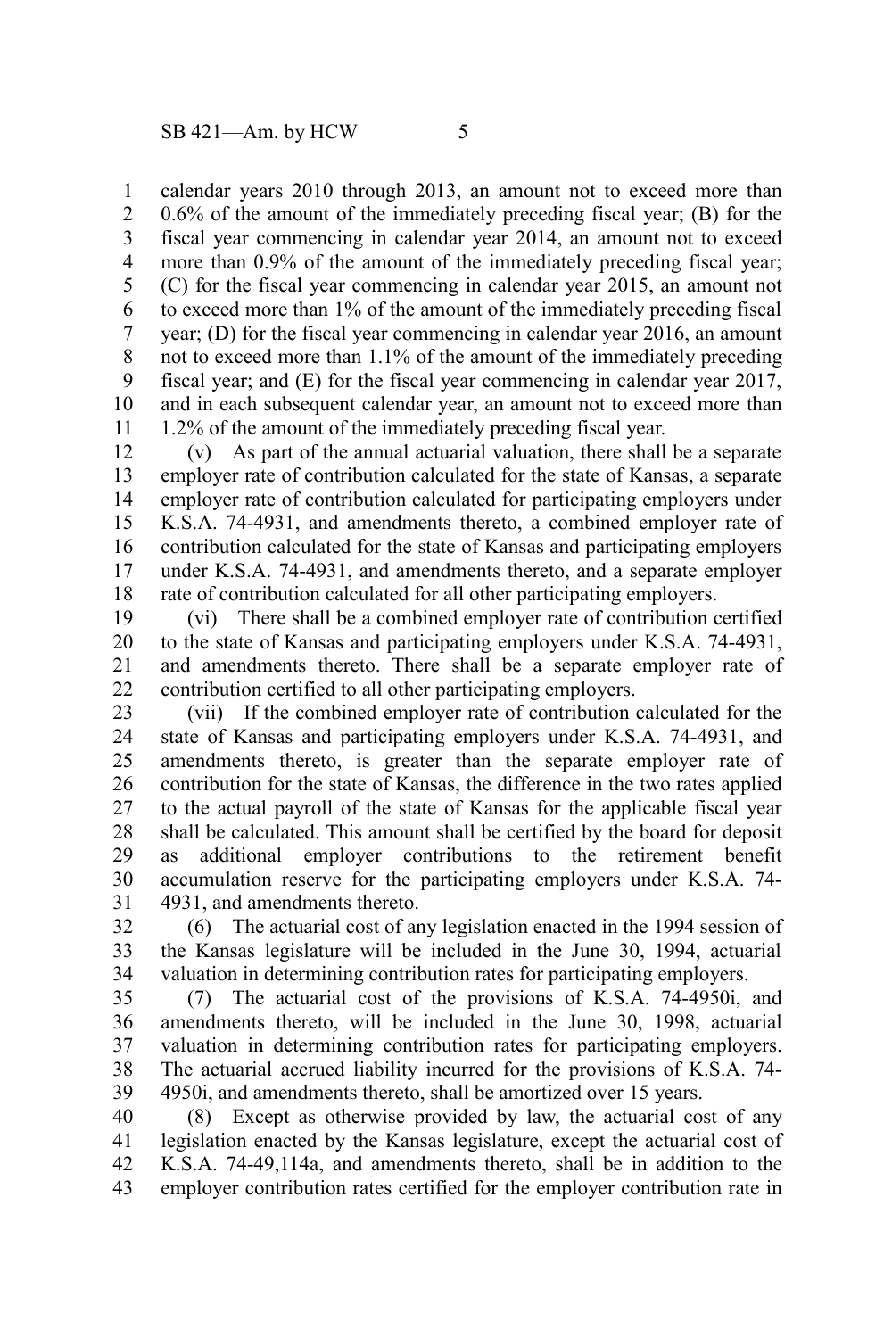calendar years 2010 through 2013, an amount not to exceed more than 0.6% of the amount of the immediately preceding fiscal year; (B) for the fiscal year commencing in calendar year 2014, an amount not to exceed more than 0.9% of the amount of the immediately preceding fiscal year; (C) for the fiscal year commencing in calendar year 2015, an amount not to exceed more than 1% of the amount of the immediately preceding fiscal year; (D) for the fiscal year commencing in calendar year 2016, an amount not to exceed more than 1.1% of the amount of the immediately preceding fiscal year; and (E) for the fiscal year commencing in calendar year 2017, and in each subsequent calendar year, an amount not to exceed more than 1.2% of the amount of the immediately preceding fiscal year.

(v) As part of the annual actuarial valuation, there shall be a separate employer rate of contribution calculated for the state of Kansas, a separate employer rate of contribution calculated for participating employers under K.S.A. 74-4931, and amendments thereto, a combined employer rate of contribution calculated for the state of Kansas and participating employers under K.S.A. 74-4931, and amendments thereto, and a separate employer rate of contribution calculated for all other participating employers.

(vi) There shall be a combined employer rate of contribution certified to the state of Kansas and participating employers under K.S.A. 74-4931, and amendments thereto. There shall be a separate employer rate of contribution certified to all other participating employers.

(vii) If the combined employer rate of contribution calculated for the state of Kansas and participating employers under K.S.A. 74-4931, and amendments thereto, is greater than the separate employer rate of contribution for the state of Kansas, the difference in the two rates applied to the actual payroll of the state of Kansas for the applicable fiscal year shall be calculated. This amount shall be certified by the board for deposit as additional employer contributions to the retirement benefit accumulation reserve for the participating employers under K.S.A. 74-4931, and amendments thereto.

(6) The actuarial cost of any legislation enacted in the 1994 session of the Kansas legislature will be included in the June 30, 1994, actuarial valuation in determining contribution rates for participating employers.

(7) The actuarial cost of the provisions of K.S.A. 74-4950i, and amendments thereto, will be included in the June 30, 1998, actuarial valuation in determining contribution rates for participating employers. The actuarial accrued liability incurred for the provisions of K.S.A. 74-4950i, and amendments thereto, shall be amortized over 15 years.

(8) Except as otherwise provided by law, the actuarial cost of any legislation enacted by the Kansas legislature, except the actuarial cost of K.S.A. 74-49,114a, and amendments thereto, shall be in addition to the employer contribution rates certified for the employer contribution rate in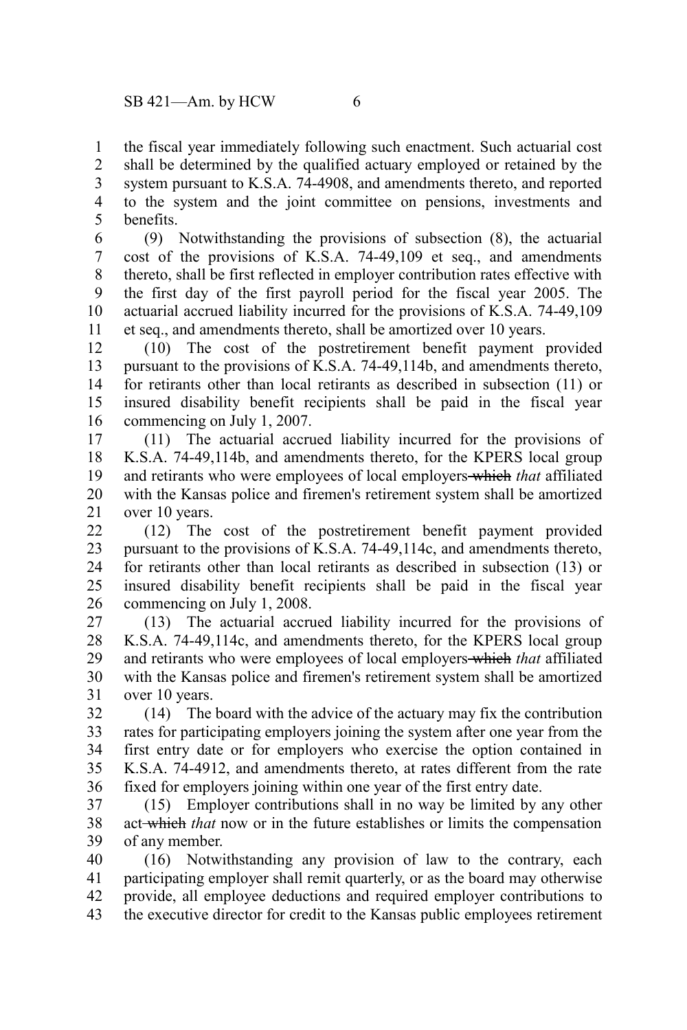the fiscal year immediately following such enactment. Such actuarial cost shall be determined by the qualified actuary employed or retained by the system pursuant to K.S.A. 74-4908, and amendments thereto, and reported to the system and the joint committee on pensions, investments and benefits.

(9) Notwithstanding the provisions of subsection (8), the actuarial cost of the provisions of K.S.A. 74-49,109 et seq., and amendments thereto, shall be first reflected in employer contribution rates effective with the first day of the first payroll period for the fiscal year 2005. The actuarial accrued liability incurred for the provisions of K.S.A. 74-49,109 et seq., and amendments thereto, shall be amortized over 10 years.

(10) The cost of the postretirement benefit payment provided pursuant to the provisions of K.S.A. 74-49,114b, and amendments thereto, for retirants other than local retirants as described in subsection (11) or insured disability benefit recipients shall be paid in the fiscal year commencing on July 1, 2007.

(11) The actuarial accrued liability incurred for the provisions of K.S.A. 74-49,114b, and amendments thereto, for the KPERS local group and retirants who were employees of local employers ~~which~~ *that* affiliated with the Kansas police and firemen's retirement system shall be amortized over 10 years.

(12) The cost of the postretirement benefit payment provided pursuant to the provisions of K.S.A. 74-49,114c, and amendments thereto, for retirants other than local retirants as described in subsection (13) or insured disability benefit recipients shall be paid in the fiscal year commencing on July 1, 2008.

(13) The actuarial accrued liability incurred for the provisions of K.S.A. 74-49,114c, and amendments thereto, for the KPERS local group and retirants who were employees of local employers ~~which~~ *that* affiliated with the Kansas police and firemen's retirement system shall be amortized over 10 years.

(14) The board with the advice of the actuary may fix the contribution rates for participating employers joining the system after one year from the first entry date or for employers who exercise the option contained in K.S.A. 74-4912, and amendments thereto, at rates different from the rate fixed for employers joining within one year of the first entry date.

(15) Employer contributions shall in no way be limited by any other act ~~which~~ *that* now or in the future establishes or limits the compensation of any member.

(16) Notwithstanding any provision of law to the contrary, each participating employer shall remit quarterly, or as the board may otherwise provide, all employee deductions and required employer contributions to the executive director for credit to the Kansas public employees retirement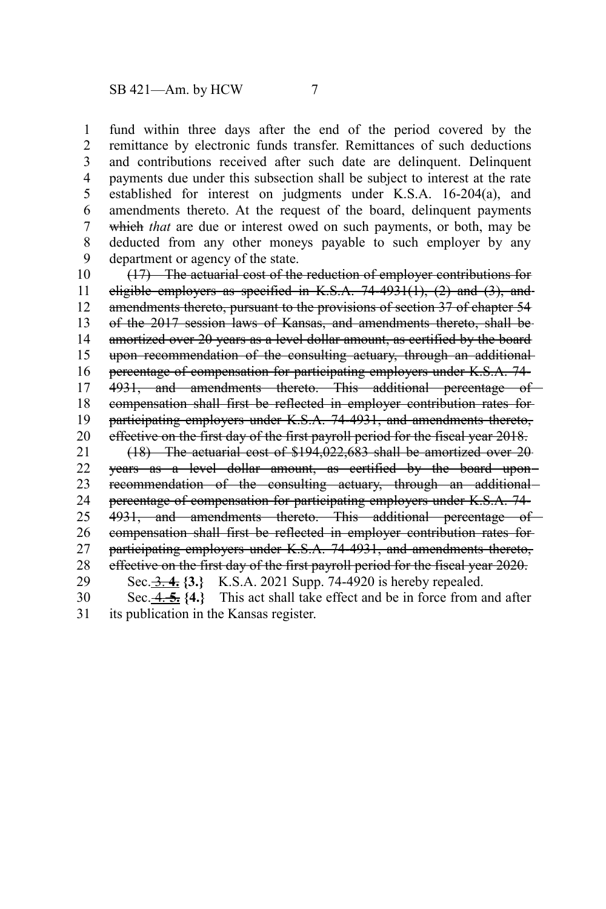fund within three days after the end of the period covered by the remittance by electronic funds transfer. Remittances of such deductions and contributions received after such date are delinquent. Delinquent payments due under this subsection shall be subject to interest at the rate established for interest on judgments under K.S.A. 16-204(a), and amendments thereto. At the request of the board, delinquent payments ~~which~~ *that* are due or interest owed on such payments, or both, may be deducted from any other moneys payable to such employer by any department or agency of the state.

~~(17) The actuarial cost of the reduction of employer contributions for eligible employers as specified in K.S.A. 74-4931(1), (2) and (3), and amendments thereto, pursuant to the provisions of section 37 of chapter 54 of the 2017 session laws of Kansas, and amendments thereto, shall be amortized over 20 years as a level dollar amount, as certified by the board upon recommendation of the consulting actuary, through an additional percentage of compensation for participating employers under K.S.A. 74-4931, and amendments thereto. This additional percentage of compensation shall first be reflected in employer contribution rates for participating employers under K.S.A. 74-4931, and amendments thereto, effective on the first day of the first payroll period for the fiscal year 2018.~~

~~(18) The actuarial cost of $194,022,683 shall be amortized over 20 years as a level dollar amount, as certified by the board upon recommendation of the consulting actuary, through an additional percentage of compensation for participating employers under K.S.A. 74-4931, and amendments thereto. This additional percentage of compensation shall first be reflected in employer contribution rates for participating employers under K.S.A. 74-4931, and amendments thereto, effective on the first day of the first payroll period for the fiscal year 2020.~~

Sec. ~~3.~~ **~~4.~~** **{3.}** K.S.A. 2021 Supp. 74-4920 is hereby repealed.

Sec. ~~4.~~ **~~5.~~** **{4.}** This act shall take effect and be in force from and after its publication in the Kansas register.